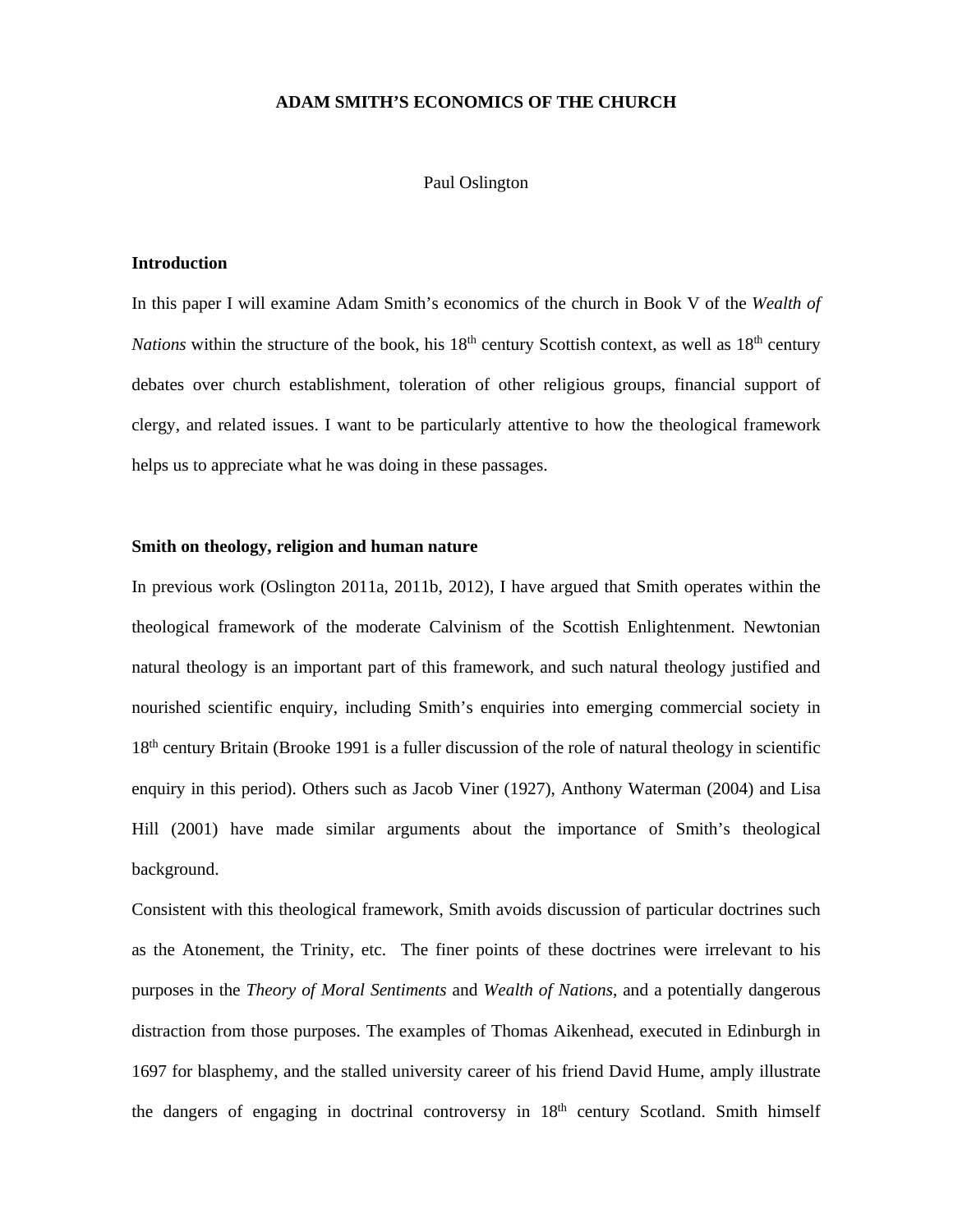# ADAM SMITH'S ECONOMICS OF THE CHURCH

Paul Oslington

## Introduction

In this paper I will examine Adam Smith's economics of the church in Book V of the *Wealth of Nations* within the structure of the book, his 18th century Scottish context, as well as 18th century debates over church establishment, toleration of other religious groups, financial support of clergy, and related issues. I want to be particularly attentive to how the theological framework helps us to appreciate what he was doing in these passages.

## Smith on theology, religion and human nature

In previous work (Oslington 2011a, 2011b, 2012), I have argued that Smith operates within the theological framework of the moderate Calvinism of the Scottish Enlightenment. Newtonian natural theology is an important part of this framework, and such natural theology justified and nourished scientific enquiry, including Smith's enquiries into emerging commercial society in 18th century Britain (Brooke 1991 is a fuller discussion of the role of natural theology in scientific enquiry in this period). Others such as Jacob Viner (1927), Anthony Waterman (2004) and Lisa Hill (2001) have made similar arguments about the importance of Smith's theological background.

Consistent with this theological framework, Smith avoids discussion of particular doctrines such as the Atonement, the Trinity, etc. The finer points of these doctrines were irrelevant to his purposes in the *Theory of Moral Sentiments* and *Wealth of Nations*, and a potentially dangerous distraction from those purposes. The examples of Thomas Aikenhead, executed in Edinburgh in 1697 for blasphemy, and the stalled university career of his friend David Hume, amply illustrate the dangers of engaging in doctrinal controversy in 18th century Scotland. Smith himself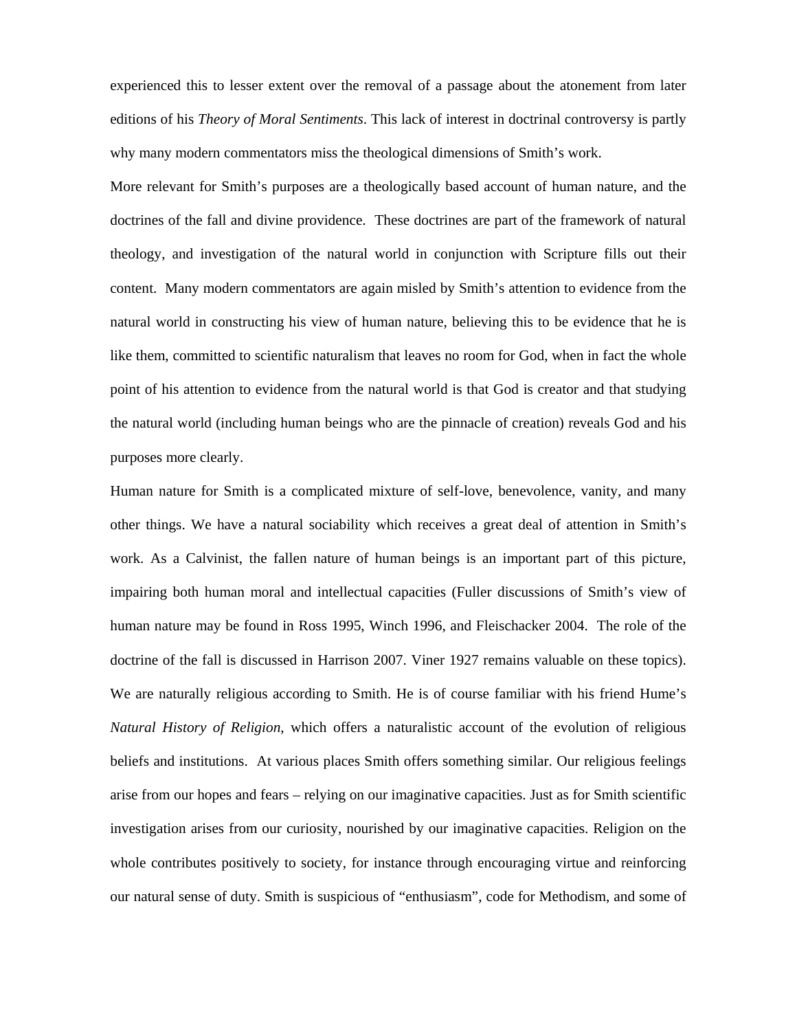experienced this to lesser extent over the removal of a passage about the atonement from later editions of his *Theory of Moral Sentiments*. This lack of interest in doctrinal controversy is partly why many modern commentators miss the theological dimensions of Smith's work.

More relevant for Smith's purposes are a theologically based account of human nature, and the doctrines of the fall and divine providence. These doctrines are part of the framework of natural theology, and investigation of the natural world in conjunction with Scripture fills out their content. Many modern commentators are again misled by Smith's attention to evidence from the natural world in constructing his view of human nature, believing this to be evidence that he is like them, committed to scientific naturalism that leaves no room for God, when in fact the whole point of his attention to evidence from the natural world is that God is creator and that studying the natural world (including human beings who are the pinnacle of creation) reveals God and his purposes more clearly.

Human nature for Smith is a complicated mixture of self-love, benevolence, vanity, and many other things. We have a natural sociability which receives a great deal of attention in Smith's work. As a Calvinist, the fallen nature of human beings is an important part of this picture, impairing both human moral and intellectual capacities (Fuller discussions of Smith's view of human nature may be found in Ross 1995, Winch 1996, and Fleischacker 2004. The role of the doctrine of the fall is discussed in Harrison 2007. Viner 1927 remains valuable on these topics). We are naturally religious according to Smith. He is of course familiar with his friend Hume's *Natural History of Religion*, which offers a naturalistic account of the evolution of religious beliefs and institutions. At various places Smith offers something similar. Our religious feelings arise from our hopes and fears – relying on our imaginative capacities. Just as for Smith scientific investigation arises from our curiosity, nourished by our imaginative capacities. Religion on the whole contributes positively to society, for instance through encouraging virtue and reinforcing our natural sense of duty. Smith is suspicious of "enthusiasm", code for Methodism, and some of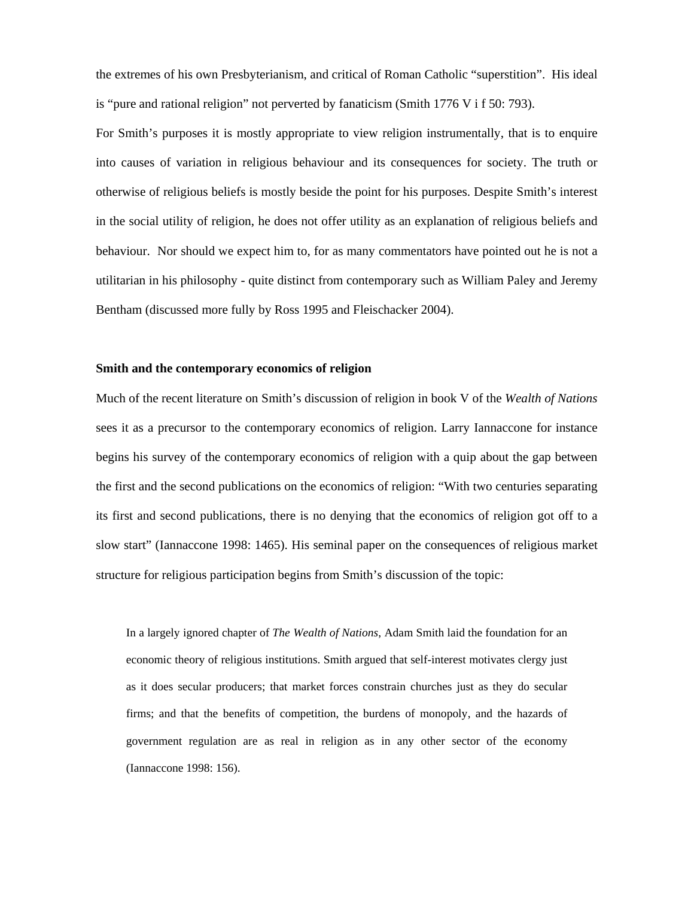the extremes of his own Presbyterianism, and critical of Roman Catholic "superstition". His ideal is "pure and rational religion" not perverted by fanaticism (Smith 1776 V i f 50: 793).

For Smith's purposes it is mostly appropriate to view religion instrumentally, that is to enquire into causes of variation in religious behaviour and its consequences for society. The truth or otherwise of religious beliefs is mostly beside the point for his purposes. Despite Smith's interest in the social utility of religion, he does not offer utility as an explanation of religious beliefs and behaviour. Nor should we expect him to, for as many commentators have pointed out he is not a utilitarian in his philosophy - quite distinct from contemporary such as William Paley and Jeremy Bentham (discussed more fully by Ross 1995 and Fleischacker 2004).

**Smith and the contemporary economics of religion**

Much of the recent literature on Smith's discussion of religion in book V of the *Wealth of Nations* sees it as a precursor to the contemporary economics of religion. Larry Iannaccone for instance begins his survey of the contemporary economics of religion with a quip about the gap between the first and the second publications on the economics of religion: "With two centuries separating its first and second publications, there is no denying that the economics of religion got off to a slow start" (Iannaccone 1998: 1465). His seminal paper on the consequences of religious market structure for religious participation begins from Smith's discussion of the topic:

> In a largely ignored chapter of *The Wealth of Nations*, Adam Smith laid the foundation for an economic theory of religious institutions. Smith argued that self-interest motivates clergy just as it does secular producers; that market forces constrain churches just as they do secular firms; and that the benefits of competition, the burdens of monopoly, and the hazards of government regulation are as real in religion as in any other sector of the economy (Iannaccone 1998: 156).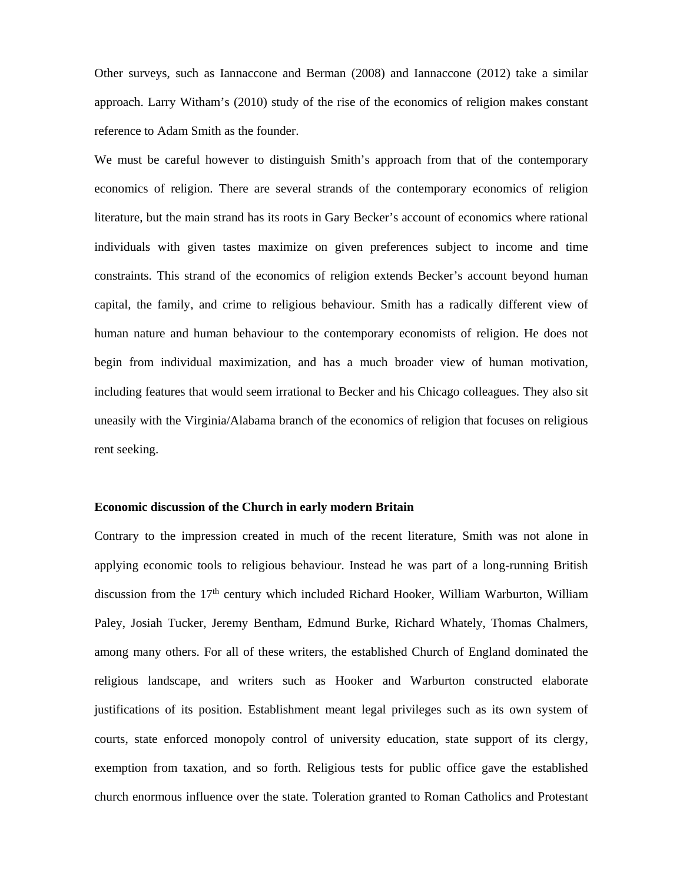Other surveys, such as Iannaccone and Berman (2008) and Iannaccone (2012) take a similar approach. Larry Witham's (2010) study of the rise of the economics of religion makes constant reference to Adam Smith as the founder.

We must be careful however to distinguish Smith's approach from that of the contemporary economics of religion. There are several strands of the contemporary economics of religion literature, but the main strand has its roots in Gary Becker's account of economics where rational individuals with given tastes maximize on given preferences subject to income and time constraints. This strand of the economics of religion extends Becker's account beyond human capital, the family, and crime to religious behaviour. Smith has a radically different view of human nature and human behaviour to the contemporary economists of religion. He does not begin from individual maximization, and has a much broader view of human motivation, including features that would seem irrational to Becker and his Chicago colleagues. They also sit uneasily with the Virginia/Alabama branch of the economics of religion that focuses on religious rent seeking.

**Economic discussion of the Church in early modern Britain**

Contrary to the impression created in much of the recent literature, Smith was not alone in applying economic tools to religious behaviour. Instead he was part of a long-running British discussion from the 17th century which included Richard Hooker, William Warburton, William Paley, Josiah Tucker, Jeremy Bentham, Edmund Burke, Richard Whately, Thomas Chalmers, among many others. For all of these writers, the established Church of England dominated the religious landscape, and writers such as Hooker and Warburton constructed elaborate justifications of its position. Establishment meant legal privileges such as its own system of courts, state enforced monopoly control of university education, state support of its clergy, exemption from taxation, and so forth. Religious tests for public office gave the established church enormous influence over the state. Toleration granted to Roman Catholics and Protestant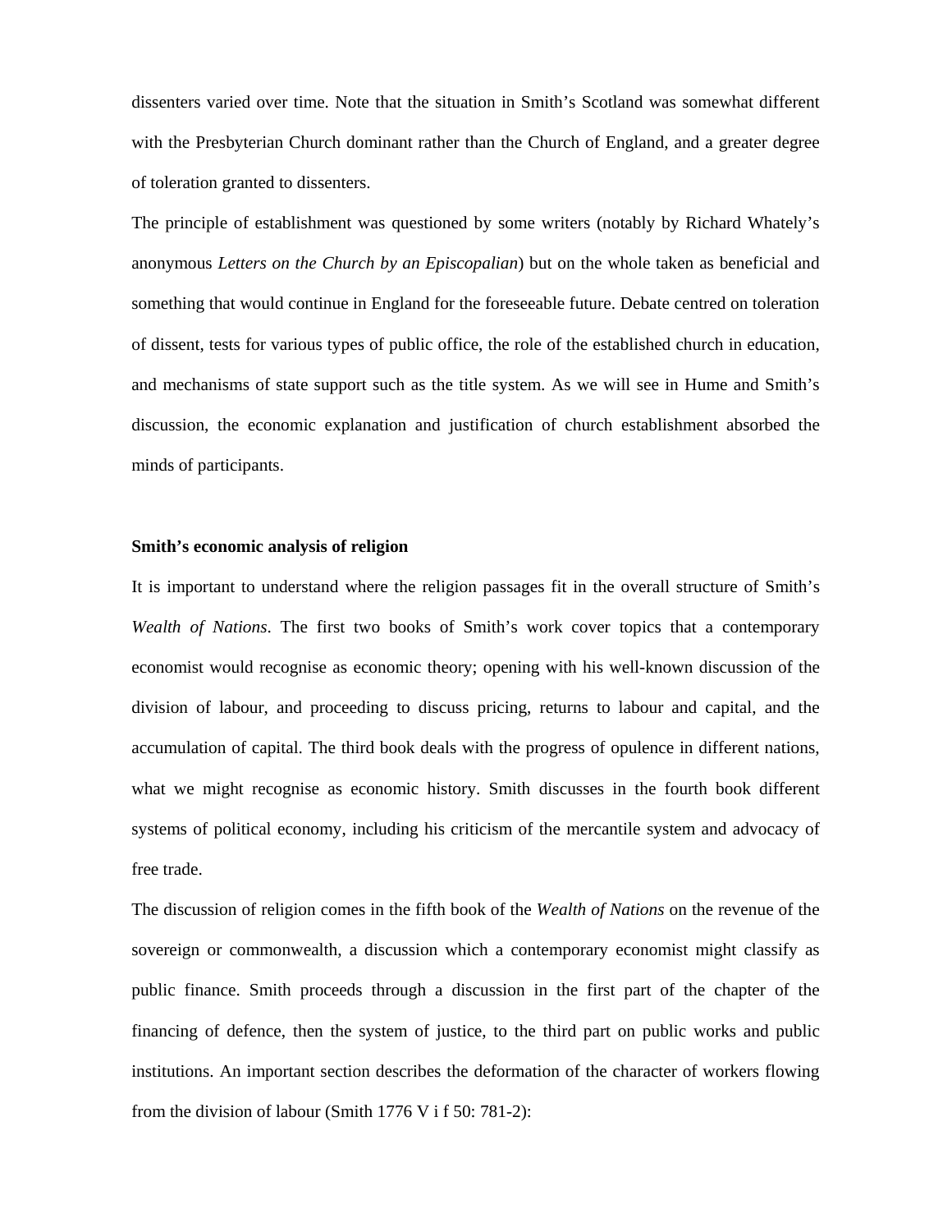dissenters varied over time. Note that the situation in Smith's Scotland was somewhat different with the Presbyterian Church dominant rather than the Church of England, and a greater degree of toleration granted to dissenters.

The principle of establishment was questioned by some writers (notably by Richard Whately's anonymous *Letters on the Church by an Episcopalian*) but on the whole taken as beneficial and something that would continue in England for the foreseeable future. Debate centred on toleration of dissent, tests for various types of public office, the role of the established church in education, and mechanisms of state support such as the title system. As we will see in Hume and Smith's discussion, the economic explanation and justification of church establishment absorbed the minds of participants.

**Smith's economic analysis of religion**

It is important to understand where the religion passages fit in the overall structure of Smith's *Wealth of Nations*. The first two books of Smith's work cover topics that a contemporary economist would recognise as economic theory; opening with his well-known discussion of the division of labour, and proceeding to discuss pricing, returns to labour and capital, and the accumulation of capital. The third book deals with the progress of opulence in different nations, what we might recognise as economic history. Smith discusses in the fourth book different systems of political economy, including his criticism of the mercantile system and advocacy of free trade.

The discussion of religion comes in the fifth book of the *Wealth of Nations* on the revenue of the sovereign or commonwealth, a discussion which a contemporary economist might classify as public finance. Smith proceeds through a discussion in the first part of the chapter of the financing of defence, then the system of justice, to the third part on public works and public institutions. An important section describes the deformation of the character of workers flowing from the division of labour (Smith 1776 V i f 50: 781-2):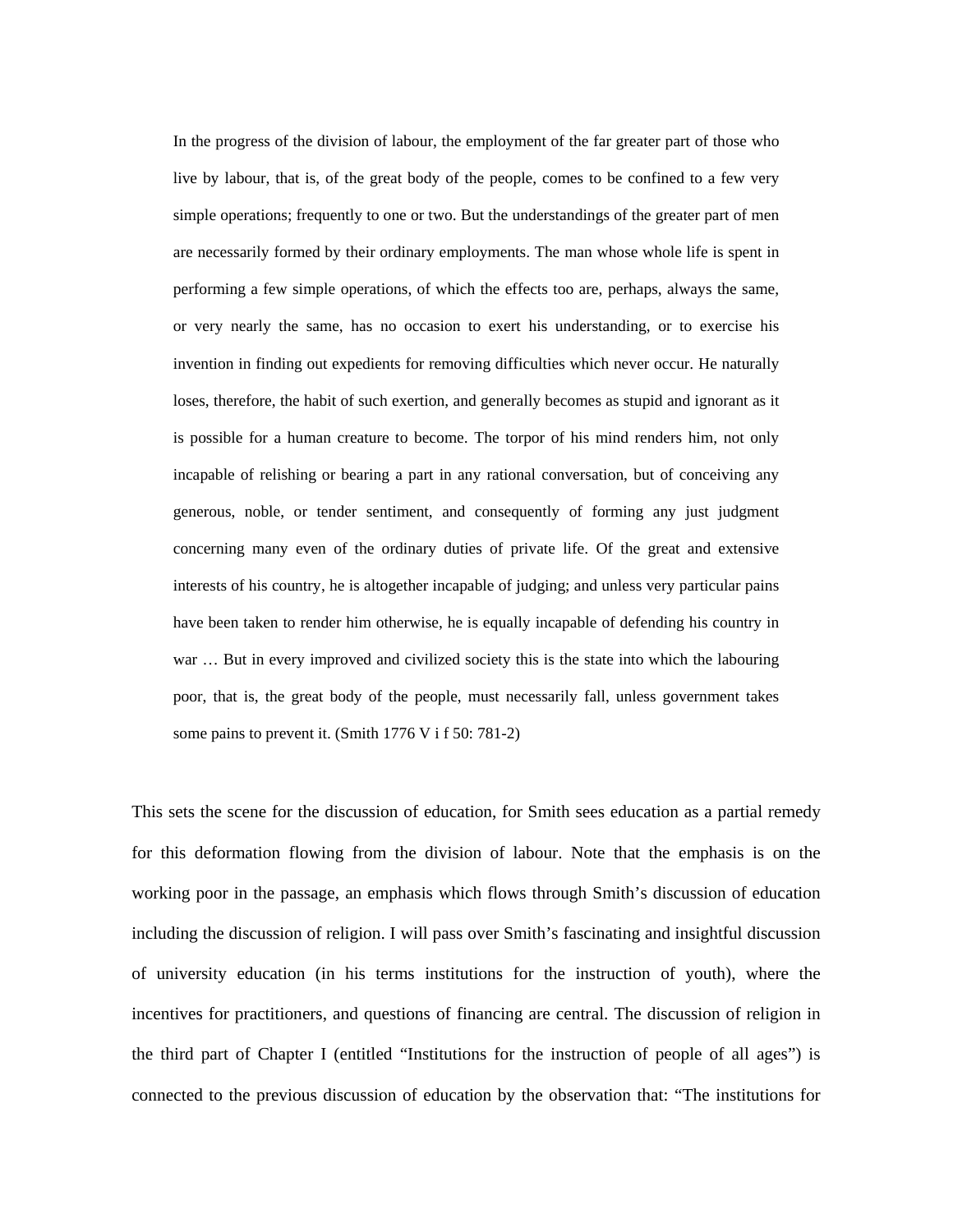> In the progress of the division of labour, the employment of the far greater part of those who live by labour, that is, of the great body of the people, comes to be confined to a few very simple operations; frequently to one or two. But the understandings of the greater part of men are necessarily formed by their ordinary employments. The man whose whole life is spent in performing a few simple operations, of which the effects too are, perhaps, always the same, or very nearly the same, has no occasion to exert his understanding, or to exercise his invention in finding out expedients for removing difficulties which never occur. He naturally loses, therefore, the habit of such exertion, and generally becomes as stupid and ignorant as it is possible for a human creature to become. The torpor of his mind renders him, not only incapable of relishing or bearing a part in any rational conversation, but of conceiving any generous, noble, or tender sentiment, and consequently of forming any just judgment concerning many even of the ordinary duties of private life. Of the great and extensive interests of his country, he is altogether incapable of judging; and unless very particular pains have been taken to render him otherwise, he is equally incapable of defending his country in war … But in every improved and civilized society this is the state into which the labouring poor, that is, the great body of the people, must necessarily fall, unless government takes some pains to prevent it. (Smith 1776 V i f 50: 781-2)

This sets the scene for the discussion of education, for Smith sees education as a partial remedy for this deformation flowing from the division of labour. Note that the emphasis is on the working poor in the passage, an emphasis which flows through Smith's discussion of education including the discussion of religion. I will pass over Smith's fascinating and insightful discussion of university education (in his terms institutions for the instruction of youth), where the incentives for practitioners, and questions of financing are central. The discussion of religion in the third part of Chapter I (entitled "Institutions for the instruction of people of all ages") is connected to the previous discussion of education by the observation that: "The institutions for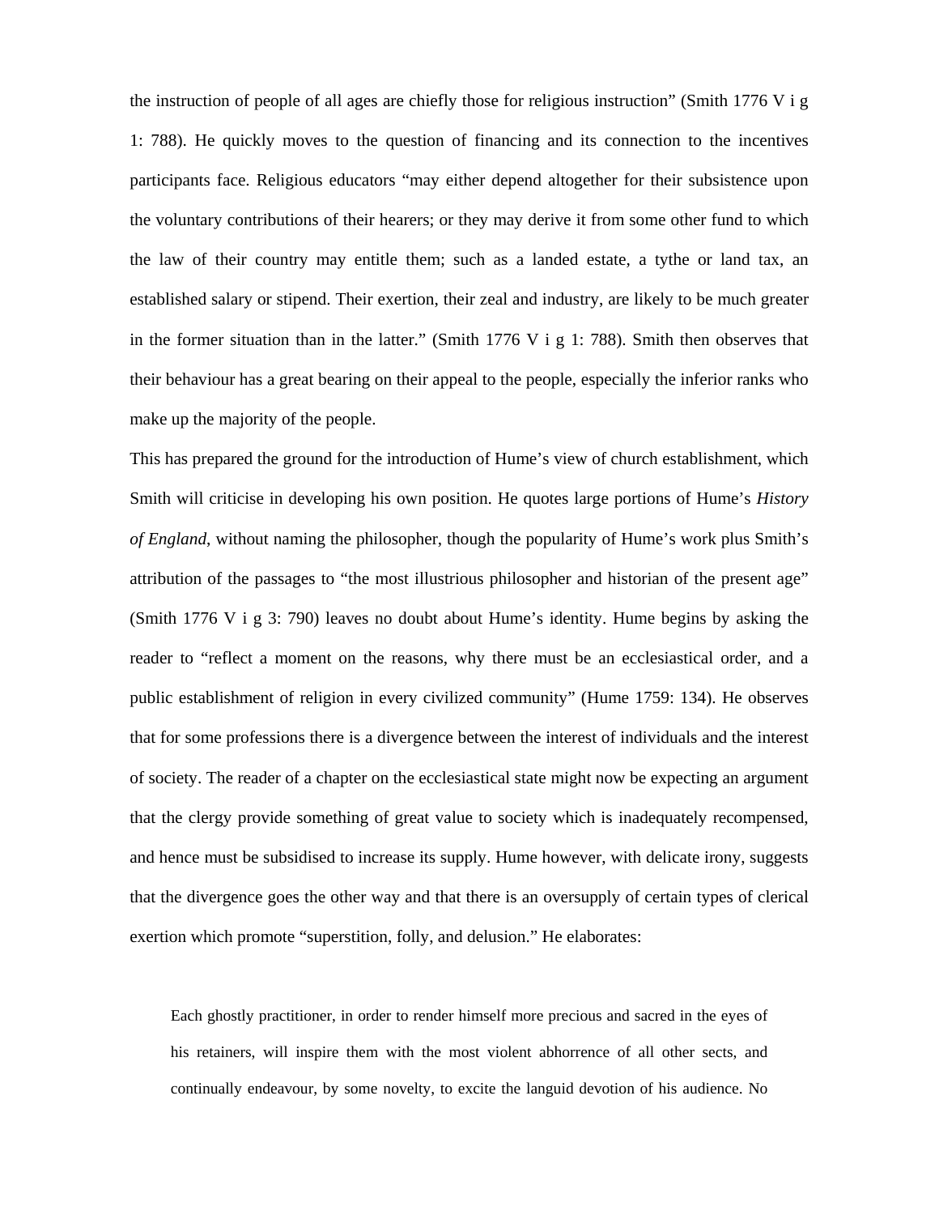the instruction of people of all ages are chiefly those for religious instruction" (Smith 1776 V i g 1: 788). He quickly moves to the question of financing and its connection to the incentives participants face. Religious educators "may either depend altogether for their subsistence upon the voluntary contributions of their hearers; or they may derive it from some other fund to which the law of their country may entitle them; such as a landed estate, a tythe or land tax, an established salary or stipend. Their exertion, their zeal and industry, are likely to be much greater in the former situation than in the latter." (Smith 1776 V i g 1: 788). Smith then observes that their behaviour has a great bearing on their appeal to the people, especially the inferior ranks who make up the majority of the people.

This has prepared the ground for the introduction of Hume's view of church establishment, which Smith will criticise in developing his own position. He quotes large portions of Hume's *History of England*, without naming the philosopher, though the popularity of Hume's work plus Smith's attribution of the passages to "the most illustrious philosopher and historian of the present age" (Smith 1776 V i g 3: 790) leaves no doubt about Hume's identity. Hume begins by asking the reader to "reflect a moment on the reasons, why there must be an ecclesiastical order, and a public establishment of religion in every civilized community" (Hume 1759: 134). He observes that for some professions there is a divergence between the interest of individuals and the interest of society. The reader of a chapter on the ecclesiastical state might now be expecting an argument that the clergy provide something of great value to society which is inadequately recompensed, and hence must be subsidised to increase its supply. Hume however, with delicate irony, suggests that the divergence goes the other way and that there is an oversupply of certain types of clerical exertion which promote "superstition, folly, and delusion." He elaborates:

> Each ghostly practitioner, in order to render himself more precious and sacred in the eyes of his retainers, will inspire them with the most violent abhorrence of all other sects, and continually endeavour, by some novelty, to excite the languid devotion of his audience. No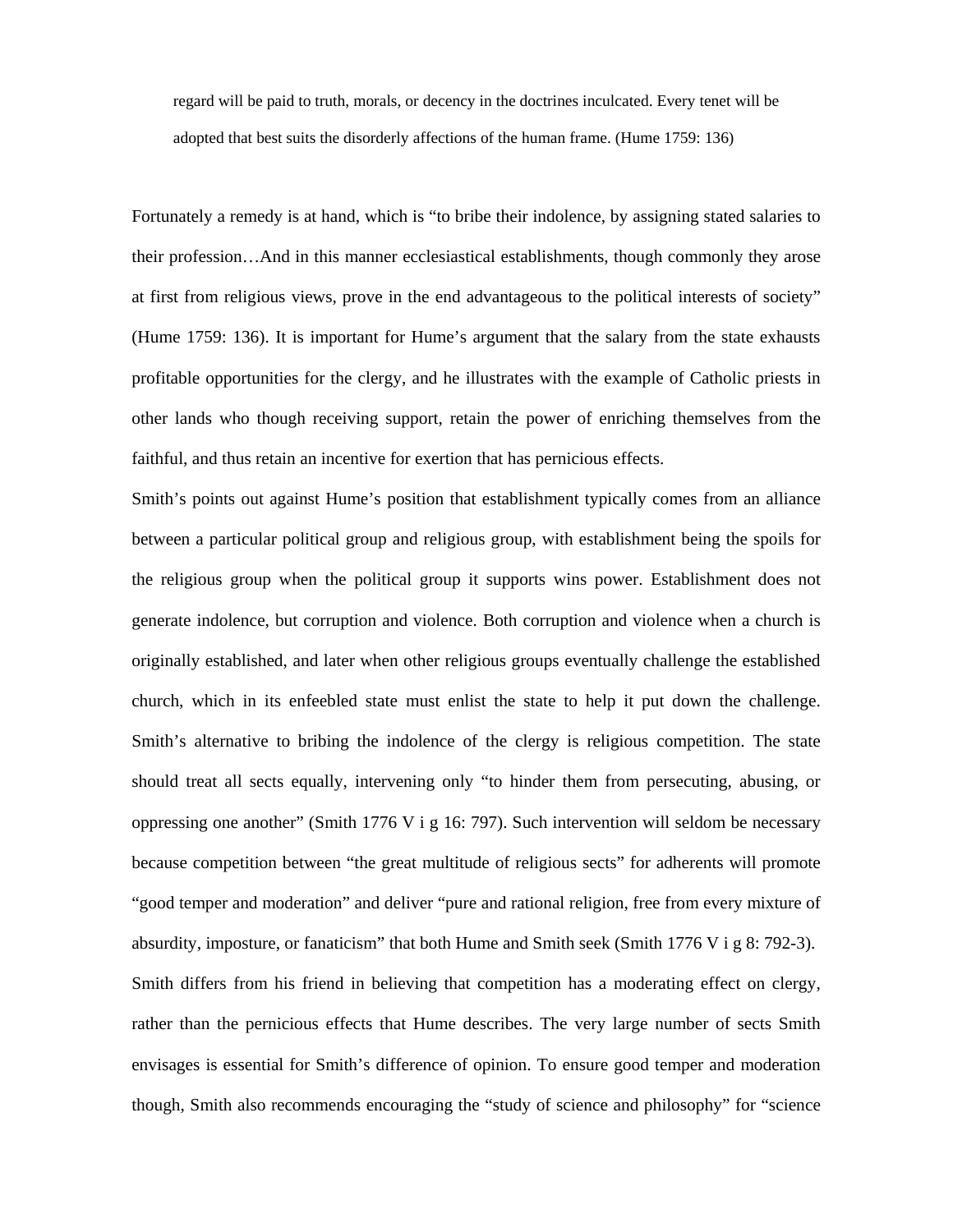> regard will be paid to truth, morals, or decency in the doctrines inculcated. Every tenet will be adopted that best suits the disorderly affections of the human frame. (Hume 1759: 136)

Fortunately a remedy is at hand, which is "to bribe their indolence, by assigning stated salaries to their profession…And in this manner ecclesiastical establishments, though commonly they arose at first from religious views, prove in the end advantageous to the political interests of society" (Hume 1759: 136). It is important for Hume's argument that the salary from the state exhausts profitable opportunities for the clergy, and he illustrates with the example of Catholic priests in other lands who though receiving support, retain the power of enriching themselves from the faithful, and thus retain an incentive for exertion that has pernicious effects.

Smith's points out against Hume's position that establishment typically comes from an alliance between a particular political group and religious group, with establishment being the spoils for the religious group when the political group it supports wins power. Establishment does not generate indolence, but corruption and violence. Both corruption and violence when a church is originally established, and later when other religious groups eventually challenge the established church, which in its enfeebled state must enlist the state to help it put down the challenge. Smith's alternative to bribing the indolence of the clergy is religious competition. The state should treat all sects equally, intervening only "to hinder them from persecuting, abusing, or oppressing one another" (Smith 1776 V i g 16: 797). Such intervention will seldom be necessary because competition between "the great multitude of religious sects" for adherents will promote "good temper and moderation" and deliver "pure and rational religion, free from every mixture of absurdity, imposture, or fanaticism" that both Hume and Smith seek (Smith 1776 V i g 8: 792-3).

Smith differs from his friend in believing that competition has a moderating effect on clergy, rather than the pernicious effects that Hume describes. The very large number of sects Smith envisages is essential for Smith's difference of opinion. To ensure good temper and moderation though, Smith also recommends encouraging the "study of science and philosophy" for "science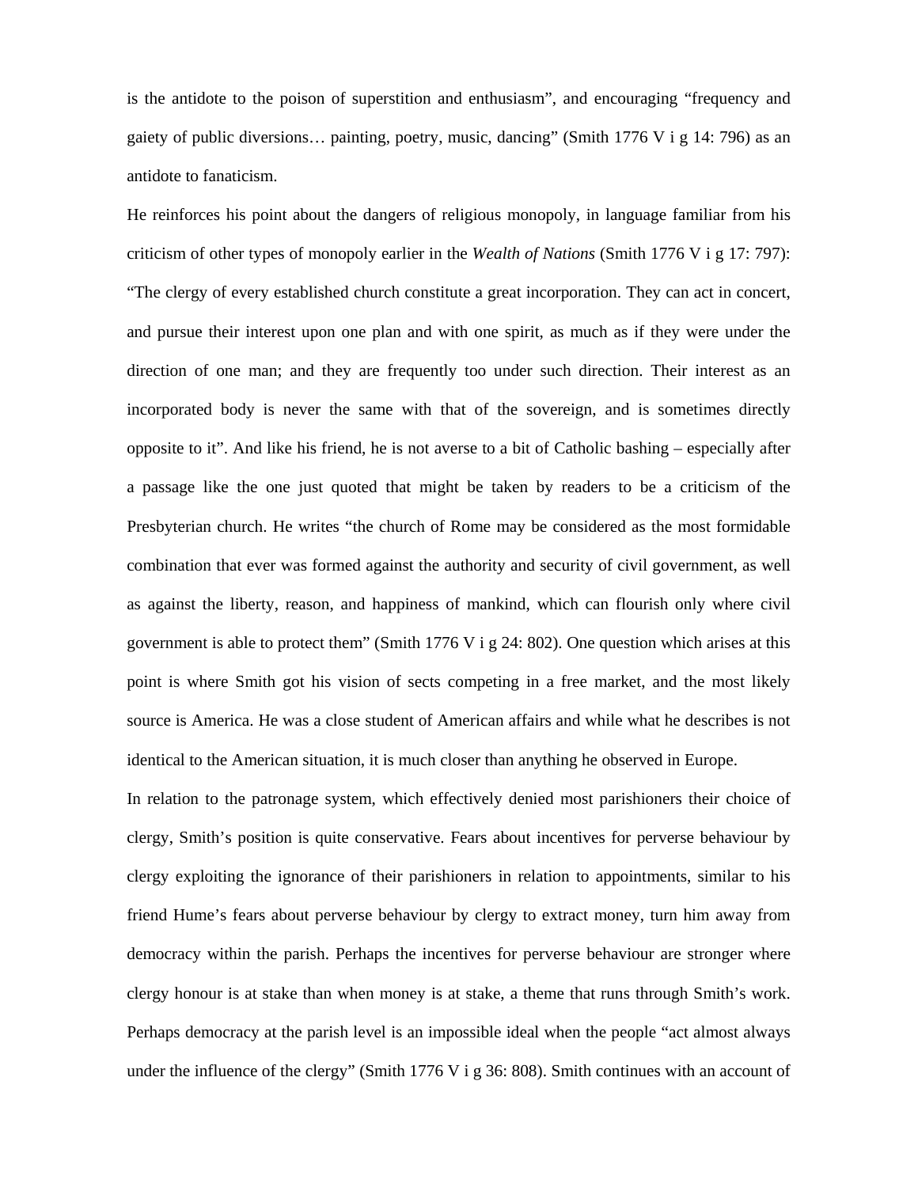is the antidote to the poison of superstition and enthusiasm", and encouraging "frequency and gaiety of public diversions… painting, poetry, music, dancing" (Smith 1776 V i g 14: 796) as an antidote to fanaticism.

He reinforces his point about the dangers of religious monopoly, in language familiar from his criticism of other types of monopoly earlier in the *Wealth of Nations* (Smith 1776 V i g 17: 797): "The clergy of every established church constitute a great incorporation. They can act in concert, and pursue their interest upon one plan and with one spirit, as much as if they were under the direction of one man; and they are frequently too under such direction. Their interest as an incorporated body is never the same with that of the sovereign, and is sometimes directly opposite to it". And like his friend, he is not averse to a bit of Catholic bashing – especially after a passage like the one just quoted that might be taken by readers to be a criticism of the Presbyterian church. He writes "the church of Rome may be considered as the most formidable combination that ever was formed against the authority and security of civil government, as well as against the liberty, reason, and happiness of mankind, which can flourish only where civil government is able to protect them" (Smith 1776 V i g 24: 802). One question which arises at this point is where Smith got his vision of sects competing in a free market, and the most likely source is America. He was a close student of American affairs and while what he describes is not identical to the American situation, it is much closer than anything he observed in Europe.

In relation to the patronage system, which effectively denied most parishioners their choice of clergy, Smith's position is quite conservative. Fears about incentives for perverse behaviour by clergy exploiting the ignorance of their parishioners in relation to appointments, similar to his friend Hume's fears about perverse behaviour by clergy to extract money, turn him away from democracy within the parish. Perhaps the incentives for perverse behaviour are stronger where clergy honour is at stake than when money is at stake, a theme that runs through Smith's work. Perhaps democracy at the parish level is an impossible ideal when the people "act almost always under the influence of the clergy" (Smith 1776 V i g 36: 808). Smith continues with an account of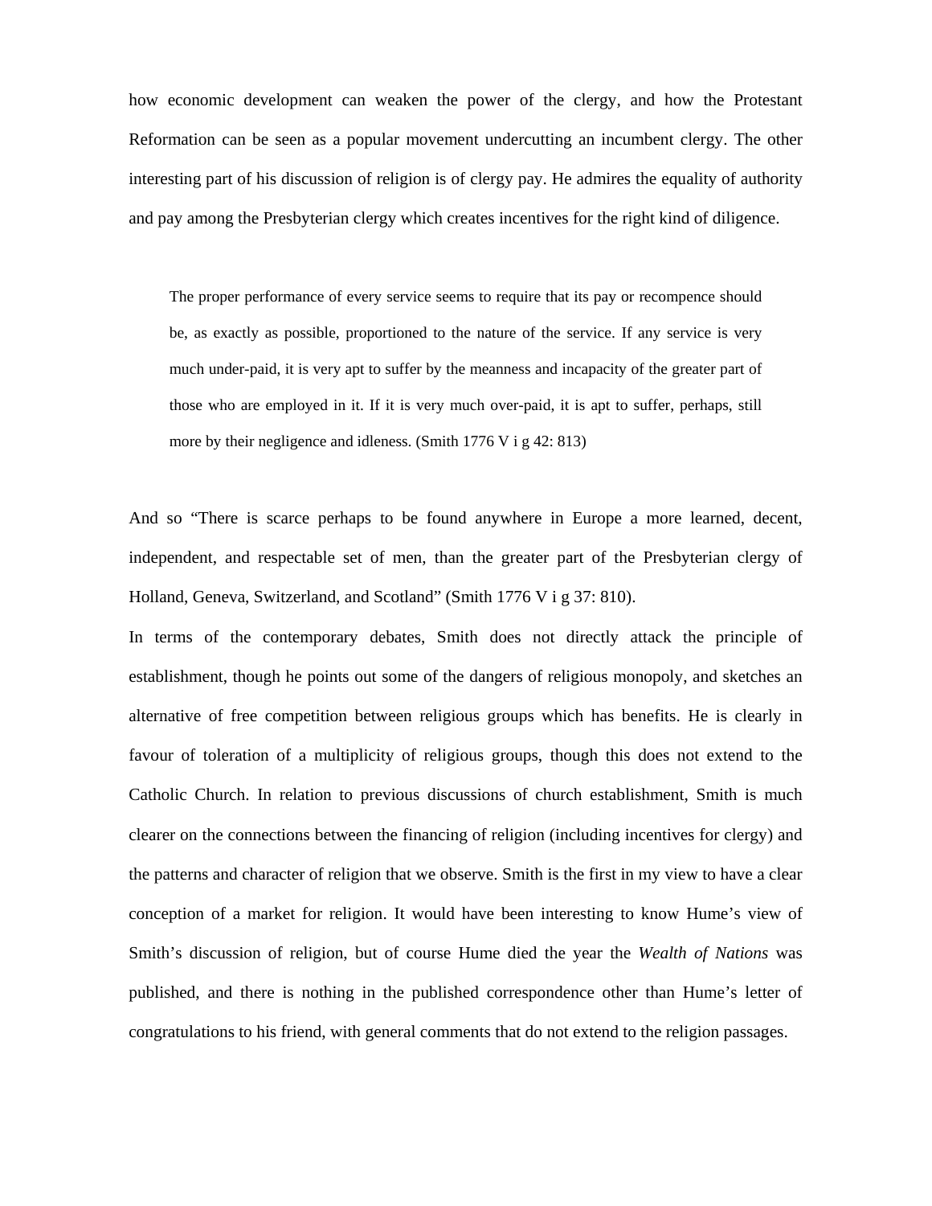how economic development can weaken the power of the clergy, and how the Protestant Reformation can be seen as a popular movement undercutting an incumbent clergy. The other interesting part of his discussion of religion is of clergy pay. He admires the equality of authority and pay among the Presbyterian clergy which creates incentives for the right kind of diligence.

> The proper performance of every service seems to require that its pay or recompence should be, as exactly as possible, proportioned to the nature of the service. If any service is very much under-paid, it is very apt to suffer by the meanness and incapacity of the greater part of those who are employed in it. If it is very much over-paid, it is apt to suffer, perhaps, still more by their negligence and idleness. (Smith 1776 V i g 42: 813)

And so "There is scarce perhaps to be found anywhere in Europe a more learned, decent, independent, and respectable set of men, than the greater part of the Presbyterian clergy of Holland, Geneva, Switzerland, and Scotland" (Smith 1776 V i g 37: 810).

In terms of the contemporary debates, Smith does not directly attack the principle of establishment, though he points out some of the dangers of religious monopoly, and sketches an alternative of free competition between religious groups which has benefits. He is clearly in favour of toleration of a multiplicity of religious groups, though this does not extend to the Catholic Church. In relation to previous discussions of church establishment, Smith is much clearer on the connections between the financing of religion (including incentives for clergy) and the patterns and character of religion that we observe. Smith is the first in my view to have a clear conception of a market for religion. It would have been interesting to know Hume's view of Smith's discussion of religion, but of course Hume died the year the *Wealth of Nations* was published, and there is nothing in the published correspondence other than Hume's letter of congratulations to his friend, with general comments that do not extend to the religion passages.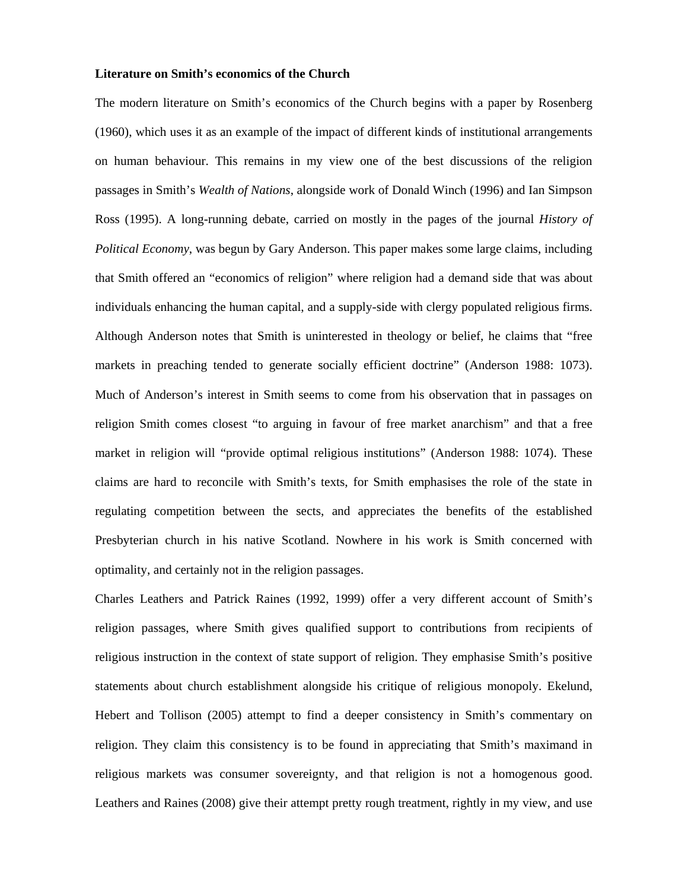**Literature on Smith's economics of the Church**

The modern literature on Smith's economics of the Church begins with a paper by Rosenberg (1960), which uses it as an example of the impact of different kinds of institutional arrangements on human behaviour. This remains in my view one of the best discussions of the religion passages in Smith's *Wealth of Nations*, alongside work of Donald Winch (1996) and Ian Simpson Ross (1995). A long-running debate, carried on mostly in the pages of the journal *History of Political Economy*, was begun by Gary Anderson. This paper makes some large claims, including that Smith offered an "economics of religion" where religion had a demand side that was about individuals enhancing the human capital, and a supply-side with clergy populated religious firms. Although Anderson notes that Smith is uninterested in theology or belief, he claims that "free markets in preaching tended to generate socially efficient doctrine" (Anderson 1988: 1073). Much of Anderson's interest in Smith seems to come from his observation that in passages on religion Smith comes closest "to arguing in favour of free market anarchism" and that a free market in religion will "provide optimal religious institutions" (Anderson 1988: 1074). These claims are hard to reconcile with Smith's texts, for Smith emphasises the role of the state in regulating competition between the sects, and appreciates the benefits of the established Presbyterian church in his native Scotland. Nowhere in his work is Smith concerned with optimality, and certainly not in the religion passages.

Charles Leathers and Patrick Raines (1992, 1999) offer a very different account of Smith's religion passages, where Smith gives qualified support to contributions from recipients of religious instruction in the context of state support of religion. They emphasise Smith's positive statements about church establishment alongside his critique of religious monopoly. Ekelund, Hebert and Tollison (2005) attempt to find a deeper consistency in Smith's commentary on religion. They claim this consistency is to be found in appreciating that Smith's maximand in religious markets was consumer sovereignty, and that religion is not a homogenous good. Leathers and Raines (2008) give their attempt pretty rough treatment, rightly in my view, and use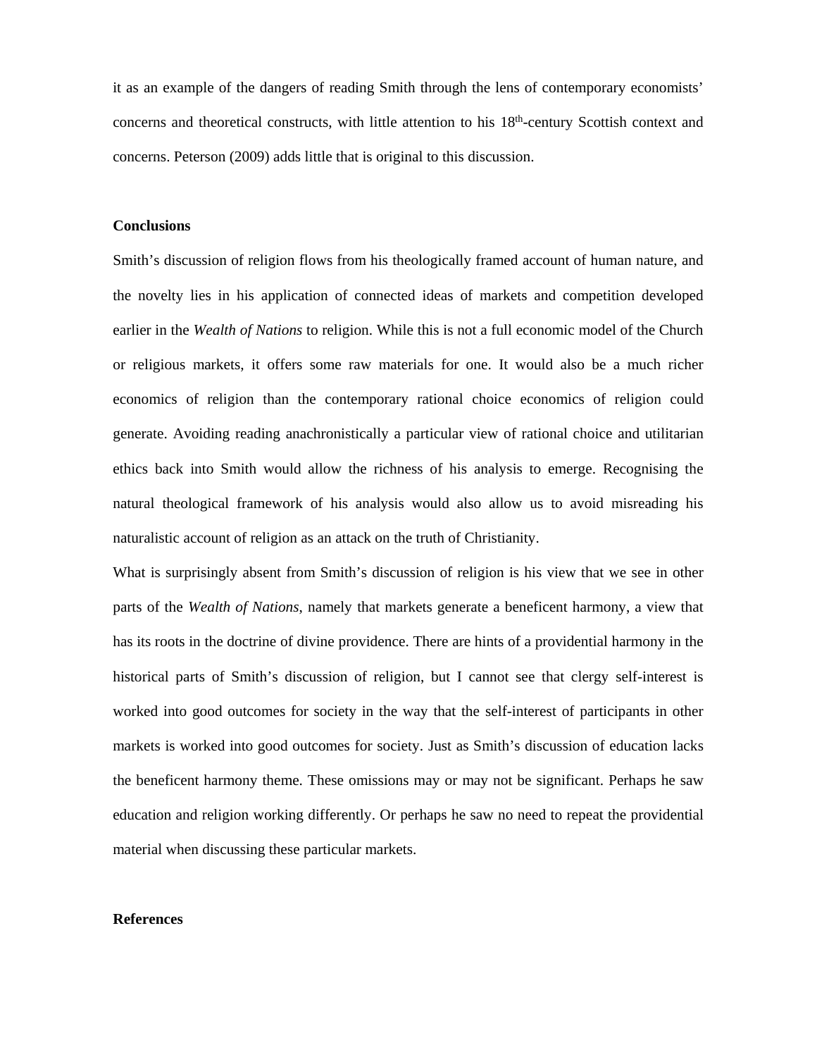it as an example of the dangers of reading Smith through the lens of contemporary economists' concerns and theoretical constructs, with little attention to his 18th-century Scottish context and concerns. Peterson (2009) adds little that is original to this discussion.

## Conclusions

Smith's discussion of religion flows from his theologically framed account of human nature, and the novelty lies in his application of connected ideas of markets and competition developed earlier in the *Wealth of Nations* to religion. While this is not a full economic model of the Church or religious markets, it offers some raw materials for one. It would also be a much richer economics of religion than the contemporary rational choice economics of religion could generate. Avoiding reading anachronistically a particular view of rational choice and utilitarian ethics back into Smith would allow the richness of his analysis to emerge. Recognising the natural theological framework of his analysis would also allow us to avoid misreading his naturalistic account of religion as an attack on the truth of Christianity.

What is surprisingly absent from Smith's discussion of religion is his view that we see in other parts of the *Wealth of Nations*, namely that markets generate a beneficent harmony, a view that has its roots in the doctrine of divine providence. There are hints of a providential harmony in the historical parts of Smith's discussion of religion, but I cannot see that clergy self-interest is worked into good outcomes for society in the way that the self-interest of participants in other markets is worked into good outcomes for society. Just as Smith's discussion of education lacks the beneficent harmony theme. These omissions may or may not be significant. Perhaps he saw education and religion working differently. Or perhaps he saw no need to repeat the providential material when discussing these particular markets.

## References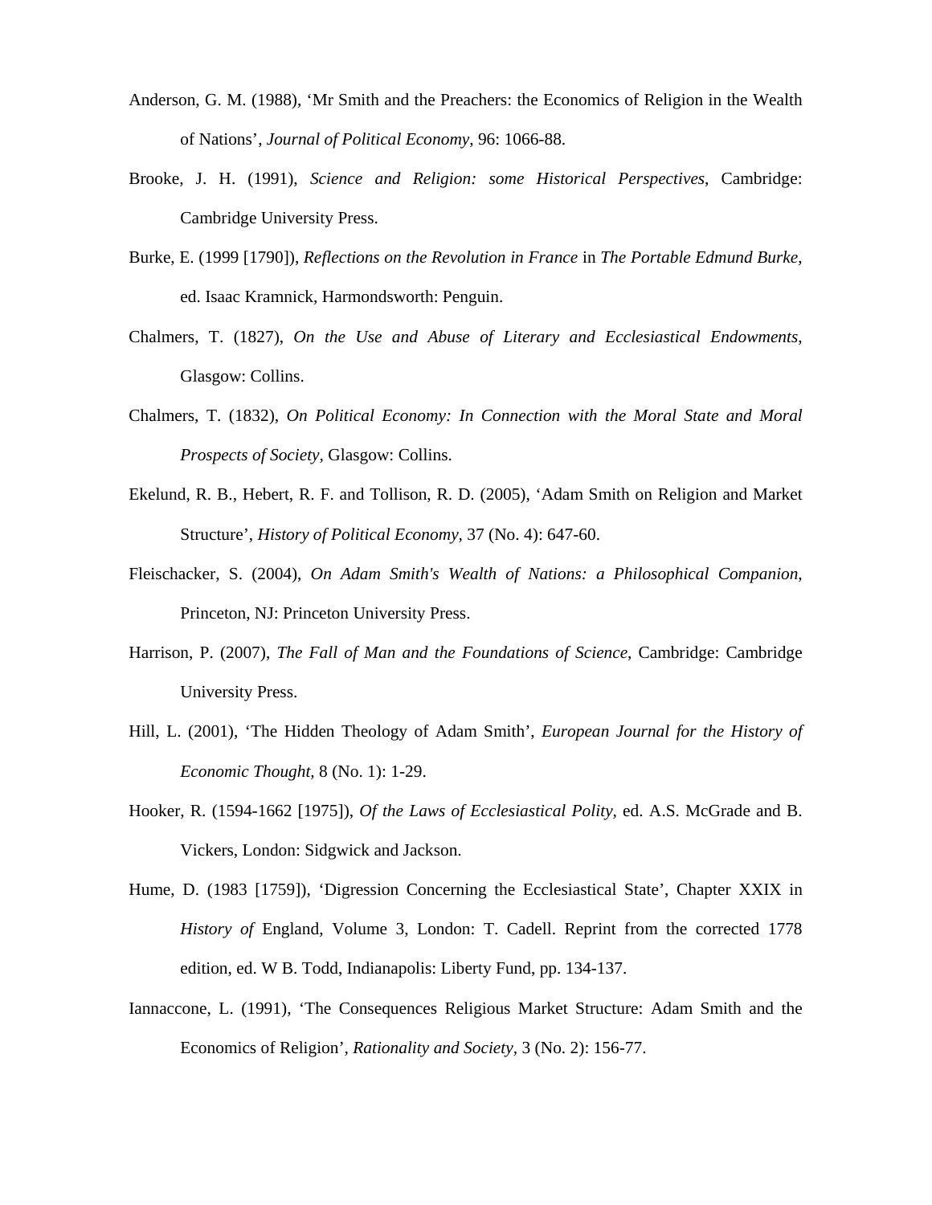Anderson, G. M. (1988), 'Mr Smith and the Preachers: the Economics of Religion in the Wealth of Nations', *Journal of Political Economy*, 96: 1066-88.

Brooke, J. H. (1991), *Science and Religion: some Historical Perspectives*, Cambridge: Cambridge University Press.

Burke, E. (1999 [1790]), *Reflections on the Revolution in France* in *The Portable Edmund Burke*, ed. Isaac Kramnick, Harmondsworth: Penguin.

Chalmers, T. (1827), *On the Use and Abuse of Literary and Ecclesiastical Endowments*, Glasgow: Collins.

Chalmers, T. (1832), *On Political Economy: In Connection with the Moral State and Moral Prospects of Society*, Glasgow: Collins.

Ekelund, R. B., Hebert, R. F. and Tollison, R. D. (2005), 'Adam Smith on Religion and Market Structure', *History of Political Economy*, 37 (No. 4): 647-60.

Fleischacker, S. (2004), *On Adam Smith's Wealth of Nations: a Philosophical Companion*, Princeton, NJ: Princeton University Press.

Harrison, P. (2007), *The Fall of Man and the Foundations of Science*, Cambridge: Cambridge University Press.

Hill, L. (2001), 'The Hidden Theology of Adam Smith', *European Journal for the History of Economic Thought*, 8 (No. 1): 1-29.

Hooker, R. (1594-1662 [1975]), *Of the Laws of Ecclesiastical Polity*, ed. A.S. McGrade and B. Vickers, London: Sidgwick and Jackson.

Hume, D. (1983 [1759]), 'Digression Concerning the Ecclesiastical State', Chapter XXIX in *History of* England, Volume 3, London: T. Cadell. Reprint from the corrected 1778 edition, ed. W B. Todd, Indianapolis: Liberty Fund, pp. 134-137.

Iannaccone, L. (1991), 'The Consequences Religious Market Structure: Adam Smith and the Economics of Religion', *Rationality and Society*, 3 (No. 2): 156-77.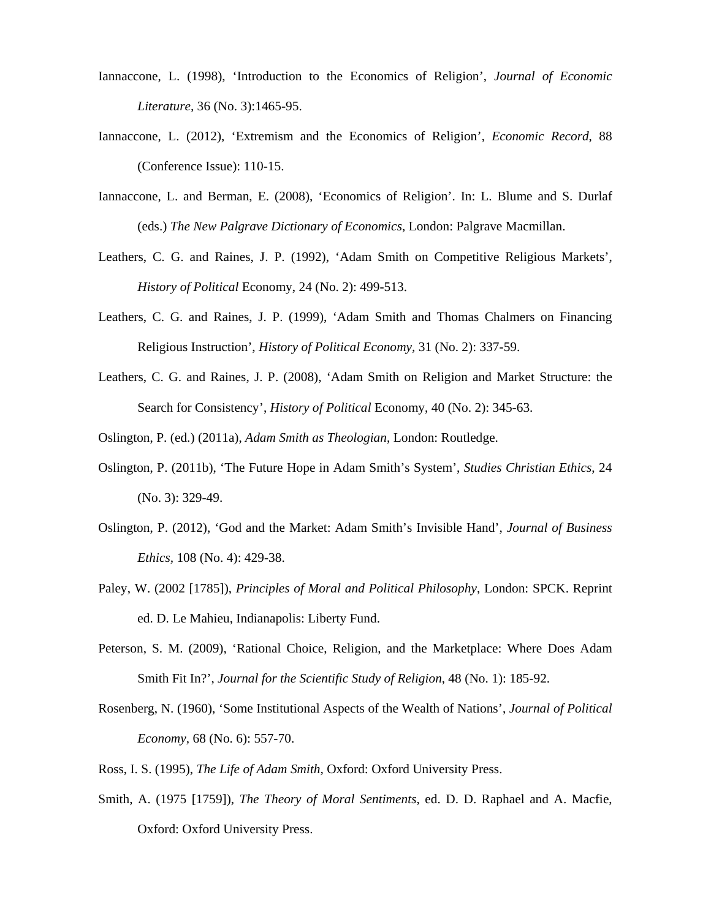Iannaccone, L. (1998), 'Introduction to the Economics of Religion', *Journal of Economic Literature*, 36 (No. 3):1465-95.

Iannaccone, L. (2012), 'Extremism and the Economics of Religion', *Economic Record*, 88 (Conference Issue): 110-15.

Iannaccone, L. and Berman, E. (2008), 'Economics of Religion'. In: L. Blume and S. Durlaf (eds.) *The New Palgrave Dictionary of Economics*, London: Palgrave Macmillan.

Leathers, C. G. and Raines, J. P. (1992), 'Adam Smith on Competitive Religious Markets', *History of Political* Economy, 24 (No. 2): 499-513.

Leathers, C. G. and Raines, J. P. (1999), 'Adam Smith and Thomas Chalmers on Financing Religious Instruction', *History of Political Economy*, 31 (No. 2): 337-59.

Leathers, C. G. and Raines, J. P. (2008), 'Adam Smith on Religion and Market Structure: the Search for Consistency', *History of Political* Economy, 40 (No. 2): 345-63.

Oslington, P. (ed.) (2011a), *Adam Smith as Theologian*, London: Routledge.

Oslington, P. (2011b), 'The Future Hope in Adam Smith's System', *Studies Christian Ethics*, 24 (No. 3): 329-49.

Oslington, P. (2012), 'God and the Market: Adam Smith's Invisible Hand', *Journal of Business Ethics*, 108 (No. 4): 429-38.

Paley, W. (2002 [1785]), *Principles of Moral and Political Philosophy*, London: SPCK. Reprint ed. D. Le Mahieu, Indianapolis: Liberty Fund.

Peterson, S. M. (2009), 'Rational Choice, Religion, and the Marketplace: Where Does Adam Smith Fit In?', *Journal for the Scientific Study of Religion*, 48 (No. 1): 185-92.

Rosenberg, N. (1960), 'Some Institutional Aspects of the Wealth of Nations', *Journal of Political Economy*, 68 (No. 6): 557-70.

Ross, I. S. (1995), *The Life of Adam Smith*, Oxford: Oxford University Press.

Smith, A. (1975 [1759]), *The Theory of Moral Sentiments*, ed. D. D. Raphael and A. Macfie, Oxford: Oxford University Press.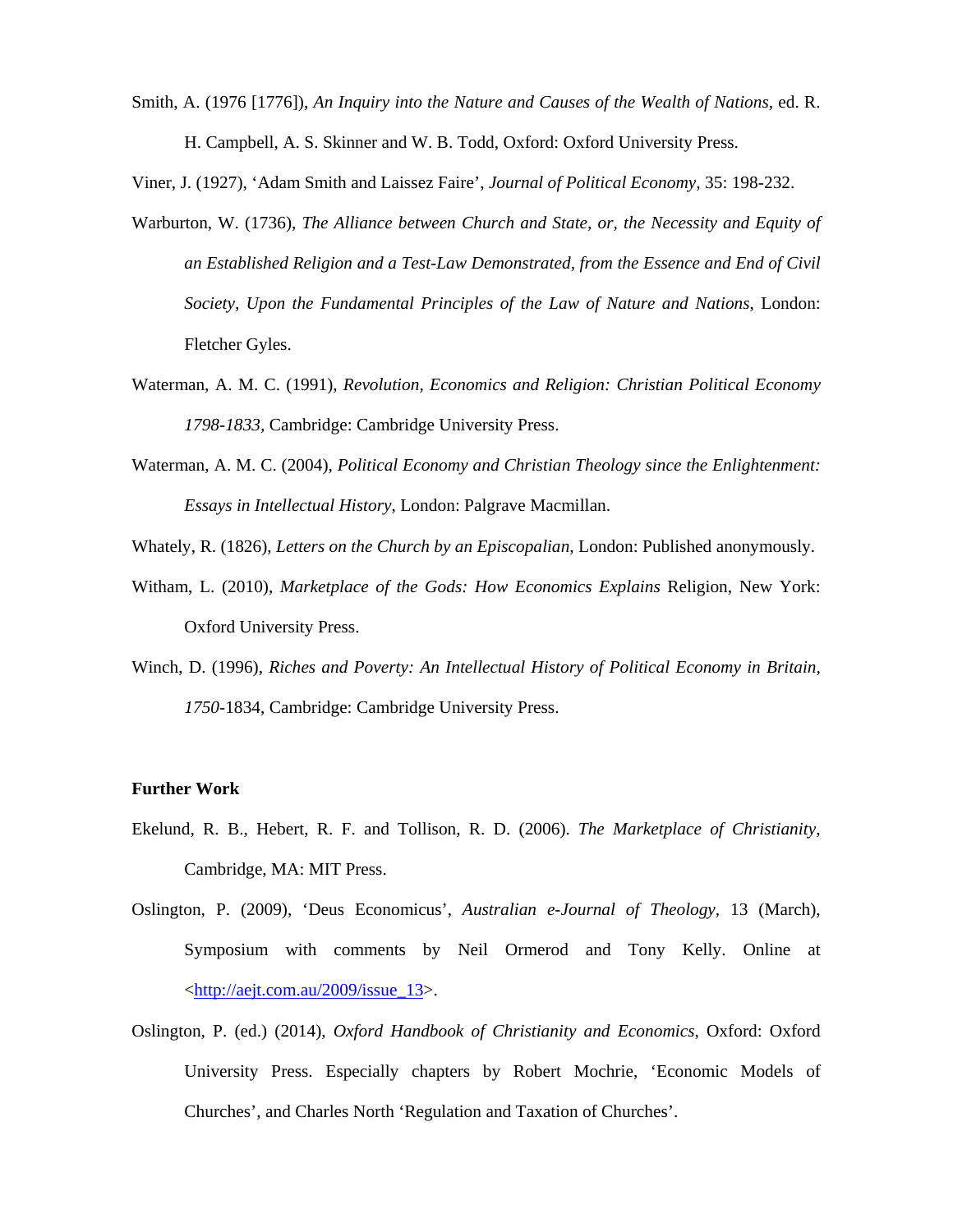Smith, A. (1976 [1776]), *An Inquiry into the Nature and Causes of the Wealth of Nations*, ed. R. H. Campbell, A. S. Skinner and W. B. Todd, Oxford: Oxford University Press.

Viner, J. (1927), 'Adam Smith and Laissez Faire', *Journal of Political Economy*, 35: 198-232.

Warburton, W. (1736), *The Alliance between Church and State, or, the Necessity and Equity of an Established Religion and a Test-Law Demonstrated, from the Essence and End of Civil Society, Upon the Fundamental Principles of the Law of Nature and Nations*, London: Fletcher Gyles.

Waterman, A. M. C. (1991), *Revolution, Economics and Religion: Christian Political Economy 1798-1833*, Cambridge: Cambridge University Press.

Waterman, A. M. C. (2004), *Political Economy and Christian Theology since the Enlightenment: Essays in Intellectual History*, London: Palgrave Macmillan.

Whately, R. (1826), *Letters on the Church by an Episcopalian*, London: Published anonymously.

Witham, L. (2010), *Marketplace of the Gods: How Economics Explains* Religion, New York: Oxford University Press.

Winch, D. (1996), *Riches and Poverty: An Intellectual History of Political Economy in Britain, 1750*-1834, Cambridge: Cambridge University Press.

**Further Work**

Ekelund, R. B., Hebert, R. F. and Tollison, R. D. (2006). *The Marketplace of Christianity*, Cambridge, MA: MIT Press.

Oslington, P. (2009), 'Deus Economicus', *Australian e-Journal of Theology*, 13 (March), Symposium with comments by Neil Ormerod and Tony Kelly. Online at <http://aejt.com.au/2009/issue_13>.

Oslington, P. (ed.) (2014), *Oxford Handbook of Christianity and Economics*, Oxford: Oxford University Press. Especially chapters by Robert Mochrie, 'Economic Models of Churches', and Charles North 'Regulation and Taxation of Churches'.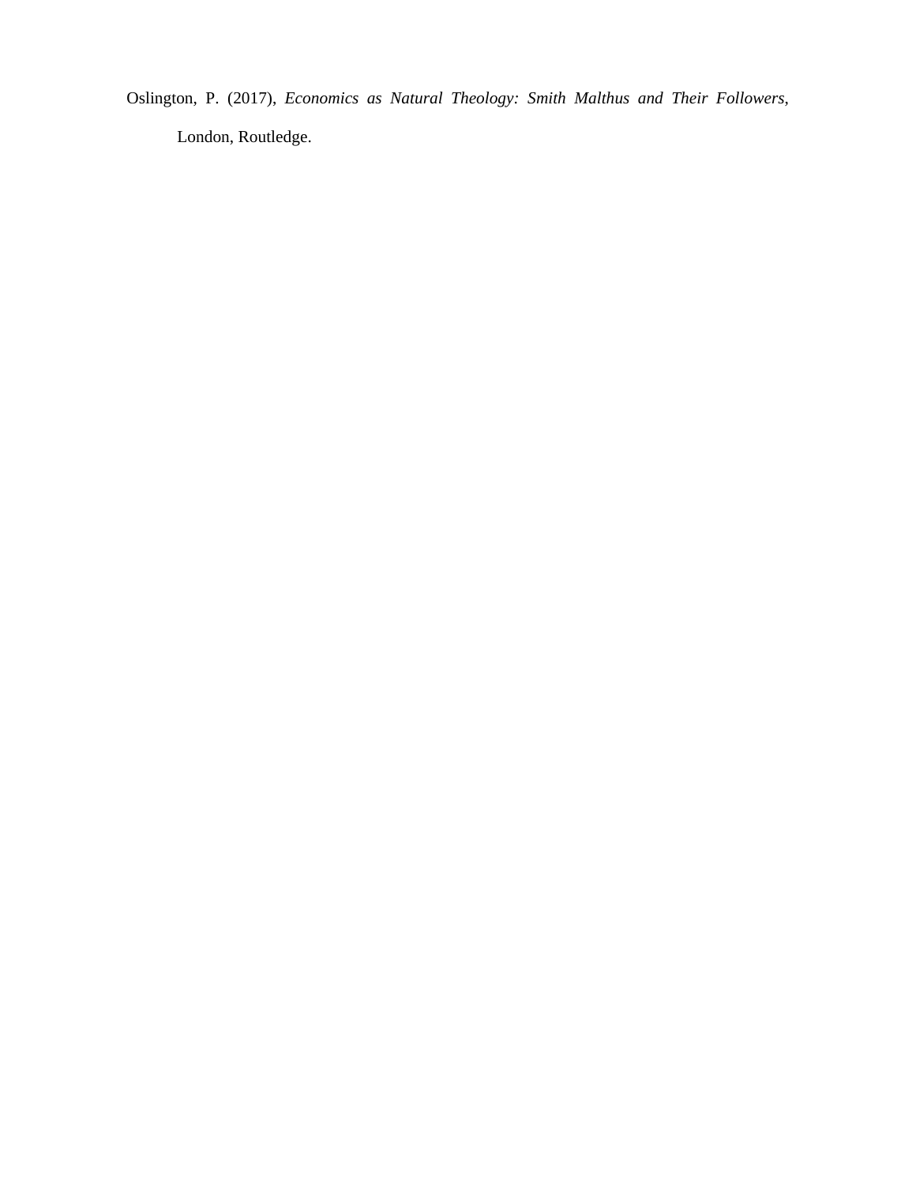Oslington, P. (2017), *Economics as Natural Theology: Smith Malthus and Their Followers*, London, Routledge.